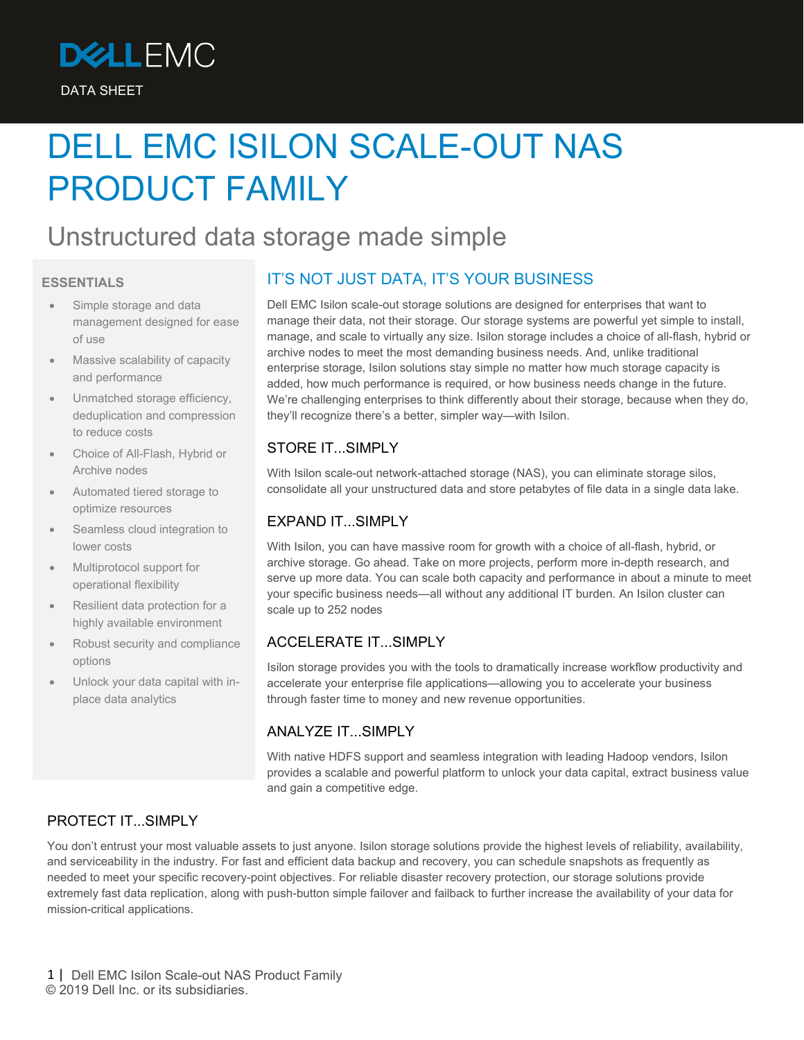DELL EMC

DATA SHEET

# DELL EMC ISILON SCALE-OUT NAS PRODUCT FAMILY

## Unstructured data storage made simple

### ESSENTIALS

- Simple storage and data management designed for ease of use
- Massive scalability of capacity and performance
- Unmatched storage efficiency, deduplication and compression to reduce costs
- Choice of All-Flash, Hybrid or Archive nodes
- Automated tiered storage to optimize resources
- Seamless cloud integration to lower costs
- Multiprotocol support for operational flexibility
- Resilient data protection for a highly available environment
- Robust security and compliance options
- Unlock your data capital with in-place data analytics

## IT'S NOT JUST DATA, IT'S YOUR BUSINESS

Dell EMC Isilon scale-out storage solutions are designed for enterprises that want to manage their data, not their storage. Our storage systems are powerful yet simple to install, manage, and scale to virtually any size. Isilon storage includes a choice of all-flash, hybrid or archive nodes to meet the most demanding business needs. And, unlike traditional enterprise storage, Isilon solutions stay simple no matter how much storage capacity is added, how much performance is required, or how business needs change in the future. We're challenging enterprises to think differently about their storage, because when they do, they'll recognize there's a better, simpler way—with Isilon.

### STORE IT...SIMPLY

With Isilon scale-out network-attached storage (NAS), you can eliminate storage silos, consolidate all your unstructured data and store petabytes of file data in a single data lake.

### EXPAND IT...SIMPLY

With Isilon, you can have massive room for growth with a choice of all-flash, hybrid, or archive storage. Go ahead. Take on more projects, perform more in-depth research, and serve up more data. You can scale both capacity and performance in about a minute to meet your specific business needs—all without any additional IT burden. An Isilon cluster can scale up to 252 nodes

### ACCELERATE IT...SIMPLY

Isilon storage provides you with the tools to dramatically increase workflow productivity and accelerate your enterprise file applications—allowing you to accelerate your business through faster time to money and new revenue opportunities.

### ANALYZE IT...SIMPLY

With native HDFS support and seamless integration with leading Hadoop vendors, Isilon provides a scalable and powerful platform to unlock your data capital, extract business value and gain a competitive edge.

### PROTECT IT...SIMPLY

You don't entrust your most valuable assets to just anyone. Isilon storage solutions provide the highest levels of reliability, availability, and serviceability in the industry. For fast and efficient data backup and recovery, you can schedule snapshots as frequently as needed to meet your specific recovery-point objectives. For reliable disaster recovery protection, our storage solutions provide extremely fast data replication, along with push-button simple failover and failback to further increase the availability of your data for mission-critical applications.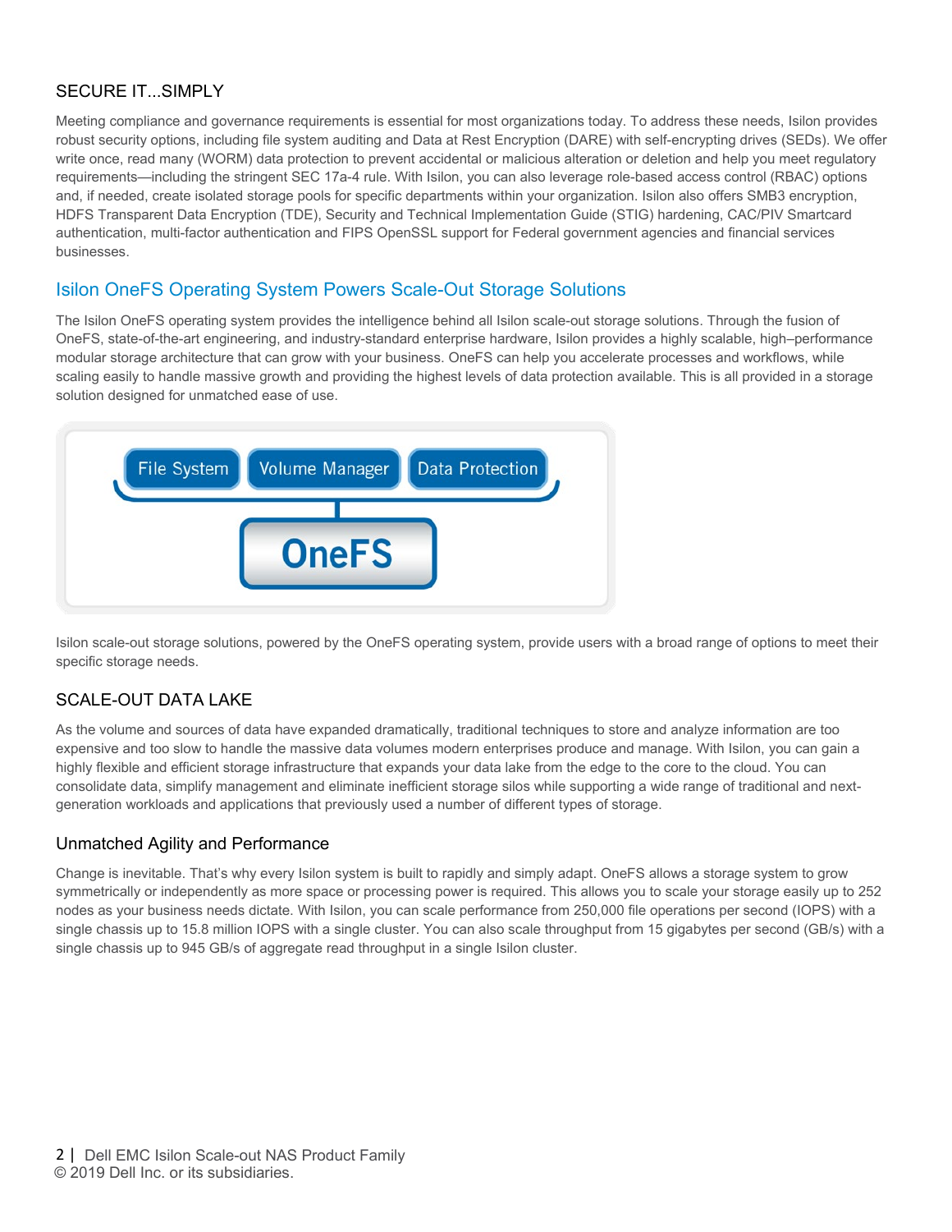### SECURE IT...SIMPLY

Meeting compliance and governance requirements is essential for most organizations today. To address these needs, Isilon provides robust security options, including file system auditing and Data at Rest Encryption (DARE) with self-encrypting drives (SEDs). We offer write once, read many (WORM) data protection to prevent accidental or malicious alteration or deletion and help you meet regulatory requirements—including the stringent SEC 17a-4 rule. With Isilon, you can also leverage role-based access control (RBAC) options and, if needed, create isolated storage pools for specific departments within your organization. Isilon also offers SMB3 encryption, HDFS Transparent Data Encryption (TDE), Security and Technical Implementation Guide (STIG) hardening, CAC/PIV Smartcard authentication, multi-factor authentication and FIPS OpenSSL support for Federal government agencies and financial services businesses.

## Isilon OneFS Operating System Powers Scale-Out Storage Solutions

The Isilon OneFS operating system provides the intelligence behind all Isilon scale-out storage solutions. Through the fusion of OneFS, state-of-the-art engineering, and industry-standard enterprise hardware, Isilon provides a highly scalable, high–performance modular storage architecture that can grow with your business. OneFS can help you accelerate processes and workflows, while scaling easily to handle massive growth and providing the highest levels of data protection available. This is all provided in a storage solution designed for unmatched ease of use.

File System | Volume Manager | Data Protection

OneFS

Isilon scale-out storage solutions, powered by the OneFS operating system, provide users with a broad range of options to meet their specific storage needs.

### SCALE-OUT DATA LAKE

As the volume and sources of data have expanded dramatically, traditional techniques to store and analyze information are too expensive and too slow to handle the massive data volumes modern enterprises produce and manage. With Isilon, you can gain a highly flexible and efficient storage infrastructure that expands your data lake from the edge to the core to the cloud. You can consolidate data, simplify management and eliminate inefficient storage silos while supporting a wide range of traditional and next-generation workloads and applications that previously used a number of different types of storage.

#### Unmatched Agility and Performance

Change is inevitable. That's why every Isilon system is built to rapidly and simply adapt. OneFS allows a storage system to grow symmetrically or independently as more space or processing power is required. This allows you to scale your storage easily up to 252 nodes as your business needs dictate. With Isilon, you can scale performance from 250,000 file operations per second (IOPS) with a single chassis up to 15.8 million IOPS with a single cluster. You can also scale throughput from 15 gigabytes per second (GB/s) with a single chassis up to 945 GB/s of aggregate read throughput in a single Isilon cluster.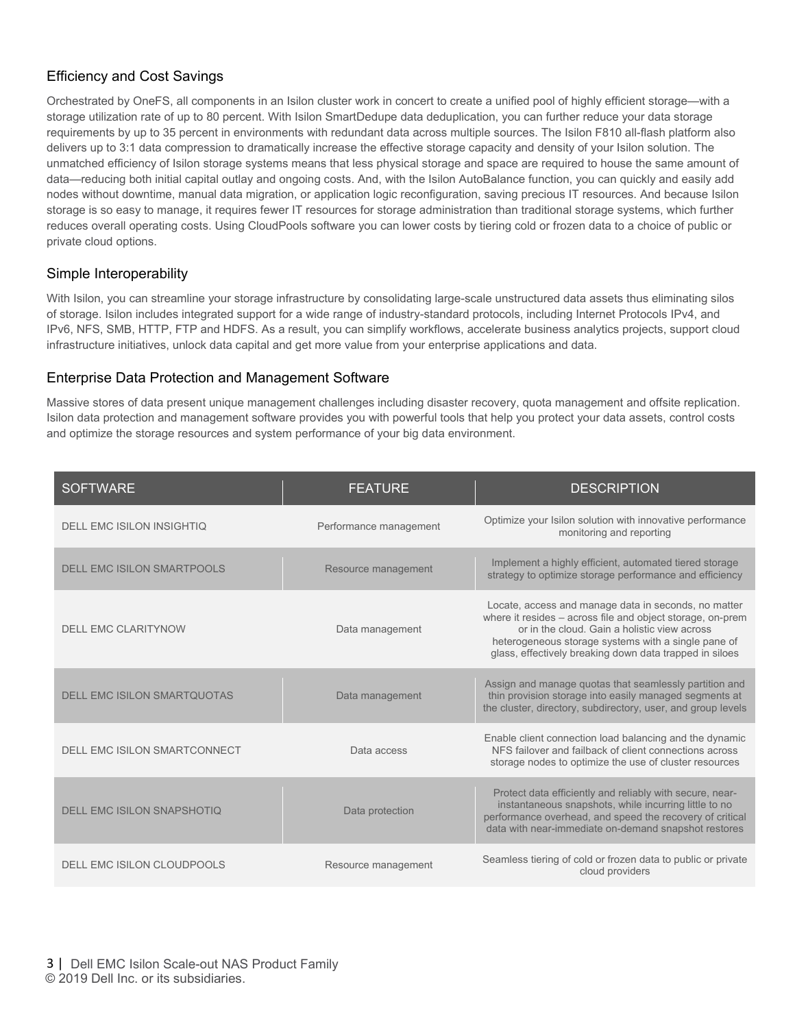## Efficiency and Cost Savings

Orchestrated by OneFS, all components in an Isilon cluster work in concert to create a unified pool of highly efficient storage—with a storage utilization rate of up to 80 percent. With Isilon SmartDedupe data deduplication, you can further reduce your data storage requirements by up to 35 percent in environments with redundant data across multiple sources. The Isilon F810 all-flash platform also delivers up to 3:1 data compression to dramatically increase the effective storage capacity and density of your Isilon solution. The unmatched efficiency of Isilon storage systems means that less physical storage and space are required to house the same amount of data—reducing both initial capital outlay and ongoing costs. And, with the Isilon AutoBalance function, you can quickly and easily add nodes without downtime, manual data migration, or application logic reconfiguration, saving precious IT resources. And because Isilon storage is so easy to manage, it requires fewer IT resources for storage administration than traditional storage systems, which further reduces overall operating costs. Using CloudPools software you can lower costs by tiering cold or frozen data to a choice of public or private cloud options.

## Simple Interoperability

With Isilon, you can streamline your storage infrastructure by consolidating large-scale unstructured data assets thus eliminating silos of storage. Isilon includes integrated support for a wide range of industry-standard protocols, including Internet Protocols IPv4, and IPv6, NFS, SMB, HTTP, FTP and HDFS. As a result, you can simplify workflows, accelerate business analytics projects, support cloud infrastructure initiatives, unlock data capital and get more value from your enterprise applications and data.

## Enterprise Data Protection and Management Software

Massive stores of data present unique management challenges including disaster recovery, quota management and offsite replication. Isilon data protection and management software provides you with powerful tools that help you protect your data assets, control costs and optimize the storage resources and system performance of your big data environment.

| SOFTWARE | FEATURE | DESCRIPTION |
|---|---|---|
| DELL EMC ISILON INSIGHTIQ | Performance management | Optimize your Isilon solution with innovative performance monitoring and reporting |
| DELL EMC ISILON SMARTPOOLS | Resource management | Implement a highly efficient, automated tiered storage strategy to optimize storage performance and efficiency |
| DELL EMC CLARITYNOW | Data management | Locate, access and manage data in seconds, no matter where it resides – across file and object storage, on-prem or in the cloud. Gain a holistic view across heterogeneous storage systems with a single pane of glass, effectively breaking down data trapped in siloes |
| DELL EMC ISILON SMARTQUOTAS | Data management | Assign and manage quotas that seamlessly partition and thin provision storage into easily managed segments at the cluster, directory, subdirectory, user, and group levels |
| DELL EMC ISILON SMARTCONNECT | Data access | Enable client connection load balancing and the dynamic NFS failover and failback of client connections across storage nodes to optimize the use of cluster resources |
| DELL EMC ISILON SNAPSHOTIQ | Data protection | Protect data efficiently and reliably with secure, near-instantaneous snapshots, while incurring little to no performance overhead, and speed the recovery of critical data with near-immediate on-demand snapshot restores |
| DELL EMC ISILON CLOUDPOOLS | Resource management | Seamless tiering of cold or frozen data to public or private cloud providers |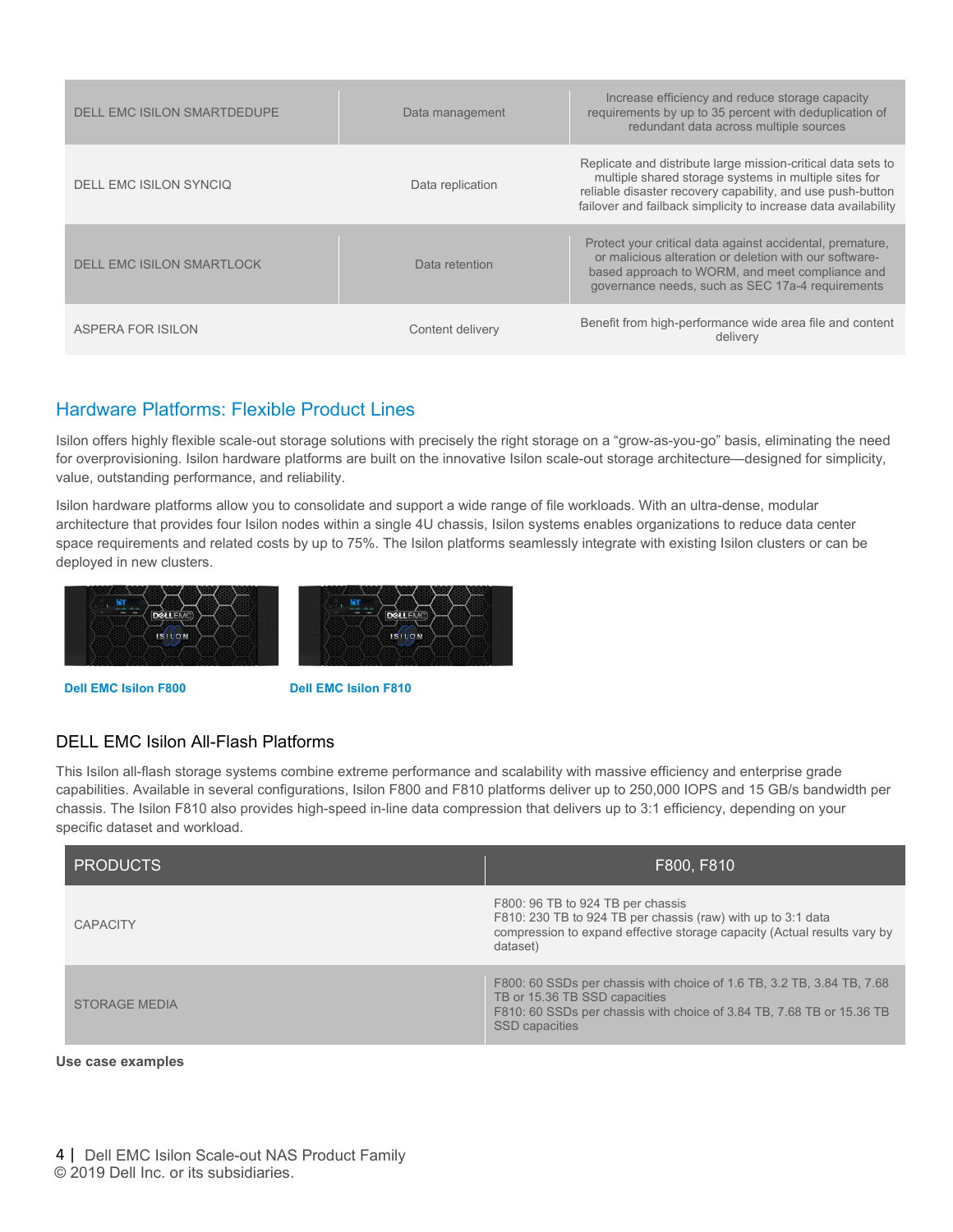| | | |
|---|---|---|
| DELL EMC ISILON SMARTDEDUPE | Data management | Increase efficiency and reduce storage capacity requirements by up to 35 percent with deduplication of redundant data across multiple sources |
| DELL EMC ISILON SYNCIQ | Data replication | Replicate and distribute large mission-critical data sets to multiple shared storage systems in multiple sites for reliable disaster recovery capability, and use push-button failover and failback simplicity to increase data availability |
| DELL EMC ISILON SMARTLOCK | Data retention | Protect your critical data against accidental, premature, or malicious alteration or deletion with our software-based approach to WORM, and meet compliance and governance needs, such as SEC 17a-4 requirements |
| ASPERA FOR ISILON | Content delivery | Benefit from high-performance wide area file and content delivery |

## Hardware Platforms: Flexible Product Lines

Isilon offers highly flexible scale-out storage solutions with precisely the right storage on a "grow-as-you-go" basis, eliminating the need for overprovisioning. Isilon hardware platforms are built on the innovative Isilon scale-out storage architecture—designed for simplicity, value, outstanding performance, and reliability.

Isilon hardware platforms allow you to consolidate and support a wide range of file workloads. With an ultra-dense, modular architecture that provides four Isilon nodes within a single 4U chassis, Isilon systems enables organizations to reduce data center space requirements and related costs by up to 75%. The Isilon platforms seamlessly integrate with existing Isilon clusters or can be deployed in new clusters.

**Dell EMC Isilon F800** **Dell EMC Isilon F810**

### DELL EMC Isilon All-Flash Platforms

This Isilon all-flash storage systems combine extreme performance and scalability with massive efficiency and enterprise grade capabilities. Available in several configurations, Isilon F800 and F810 platforms deliver up to 250,000 IOPS and 15 GB/s bandwidth per chassis. The Isilon F810 also provides high-speed in-line data compression that delivers up to 3:1 efficiency, depending on your specific dataset and workload.

| PRODUCTS | F800, F810 |
|---|---|
| CAPACITY | F800: 96 TB to 924 TB per chassis<br>F810: 230 TB to 924 TB per chassis (raw) with up to 3:1 data compression to expand effective storage capacity (Actual results vary by dataset) |
| STORAGE MEDIA | F800: 60 SSDs per chassis with choice of 1.6 TB, 3.2 TB, 3.84 TB, 7.68 TB or 15.36 TB SSD capacities<br>F810: 60 SSDs per chassis with choice of 3.84 TB, 7.68 TB or 15.36 TB SSD capacities |

**Use case examples**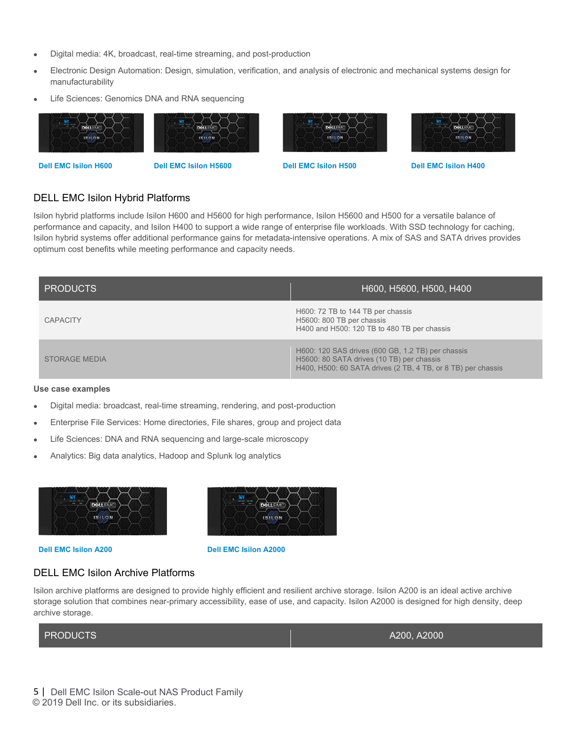- Digital media: 4K, broadcast, real-time streaming, and post-production
- Electronic Design Automation: Design, simulation, verification, and analysis of electronic and mechanical systems design for manufacturability
- Life Sciences: Genomics DNA and RNA sequencing

**Dell EMC Isilon H600** **Dell EMC Isilon H5600** **Dell EMC Isilon H500** **Dell EMC Isilon H400**

## DELL EMC Isilon Hybrid Platforms

Isilon hybrid platforms include Isilon H600 and H5600 for high performance, Isilon H5600 and H500 for a versatile balance of performance and capacity, and Isilon H400 to support a wide range of enterprise file workloads. With SSD technology for caching, Isilon hybrid systems offer additional performance gains for metadata-intensive operations. A mix of SAS and SATA drives provides optimum cost benefits while meeting performance and capacity needs.

| PRODUCTS | H600, H5600, H500, H400 |
| --- | --- |
| CAPACITY | H600: 72 TB to 144 TB per chassis<br>H5600: 800 TB per chassis<br>H400 and H500: 120 TB to 480 TB per chassis |
| STORAGE MEDIA | H600: 120 SAS drives (600 GB, 1.2 TB) per chassis<br>H5600: 80 SATA drives (10 TB) per chassis<br>H400, H500: 60 SATA drives (2 TB, 4 TB, or 8 TB) per chassis |

**Use case examples**

- Digital media: broadcast, real-time streaming, rendering, and post-production
- Enterprise File Services: Home directories, File shares, group and project data
- Life Sciences: DNA and RNA sequencing and large-scale microscopy
- Analytics: Big data analytics, Hadoop and Splunk log analytics

**Dell EMC Isilon A200** **Dell EMC Isilon A2000**

## DELL EMC Isilon Archive Platforms

Isilon archive platforms are designed to provide highly efficient and resilient archive storage. Isilon A200 is an ideal active archive storage solution that combines near-primary accessibility, ease of use, and capacity. Isilon A2000 is designed for high density, deep archive storage.

| PRODUCTS | A200, A2000 |
| --- | --- |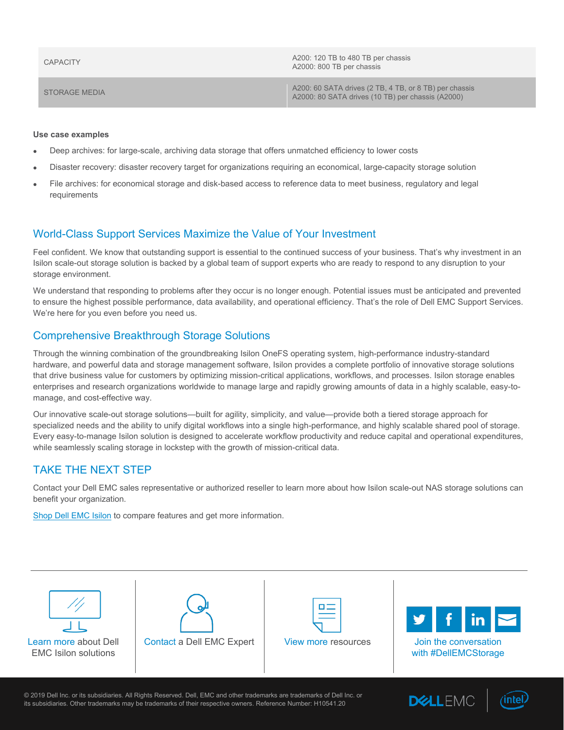| | |
|---|---|
| CAPACITY | A200: 120 TB to 480 TB per chassis<br>A2000: 800 TB per chassis |
| STORAGE MEDIA | A200: 60 SATA drives (2 TB, 4 TB, or 8 TB) per chassis<br>A2000: 80 SATA drives (10 TB) per chassis (A2000) |

**Use case examples**

- Deep archives: for large-scale, archiving data storage that offers unmatched efficiency to lower costs
- Disaster recovery: disaster recovery target for organizations requiring an economical, large-capacity storage solution
- File archives: for economical storage and disk-based access to reference data to meet business, regulatory and legal requirements

## World-Class Support Services Maximize the Value of Your Investment

Feel confident. We know that outstanding support is essential to the continued success of your business. That's why investment in an Isilon scale-out storage solution is backed by a global team of support experts who are ready to respond to any disruption to your storage environment.

We understand that responding to problems after they occur is no longer enough. Potential issues must be anticipated and prevented to ensure the highest possible performance, data availability, and operational efficiency. That's the role of Dell EMC Support Services. We're here for you even before you need us.

## Comprehensive Breakthrough Storage Solutions

Through the winning combination of the groundbreaking Isilon OneFS operating system, high-performance industry-standard hardware, and powerful data and storage management software, Isilon provides a complete portfolio of innovative storage solutions that drive business value for customers by optimizing mission-critical applications, workflows, and processes. Isilon storage enables enterprises and research organizations worldwide to manage large and rapidly growing amounts of data in a highly scalable, easy-to-manage, and cost-effective way.

Our innovative scale-out storage solutions—built for agility, simplicity, and value—provide both a tiered storage approach for specialized needs and the ability to unify digital workflows into a single high-performance, and highly scalable shared pool of storage. Every easy-to-manage Isilon solution is designed to accelerate workflow productivity and reduce capital and operational expenditures, while seamlessly scaling storage in lockstep with the growth of mission-critical data.

## TAKE THE NEXT STEP

Contact your Dell EMC sales representative or authorized reseller to learn more about how Isilon scale-out NAS storage solutions can benefit your organization.

Shop Dell EMC Isilon to compare features and get more information.

Learn more about Dell EMC Isilon solutions

Contact a Dell EMC Expert

View more resources

Join the conversation with #DellEMCStorage

© 2019 Dell Inc. or its subsidiaries. All Rights Reserved. Dell, EMC and other trademarks are trademarks of Dell Inc. or its subsidiaries. Other trademarks may be trademarks of their respective owners. Reference Number: H10541.20